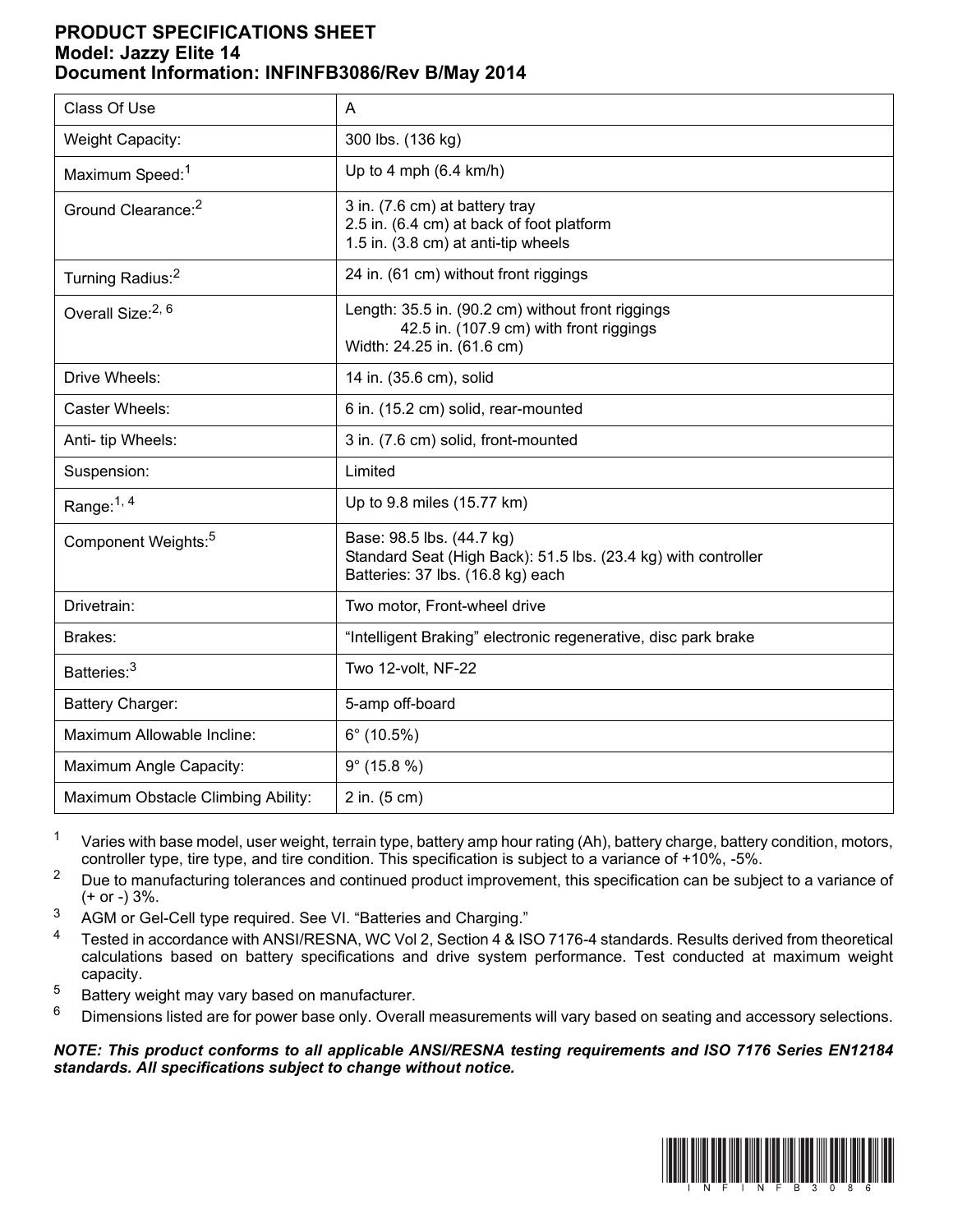# PRODUCT SPECIFICATIONS SHEET

## Model: Jazzy Elite 14

## Document Information: INFINFB3086/Rev B/May 2014

| | |
|---|---|
| Class Of Use | A |
| Weight Capacity: | 300 lbs. (136 kg) |
| Maximum Speed:[1] | Up to 4 mph (6.4 km/h) |
| Ground Clearance:[2] | 3 in. (7.6 cm) at battery tray<br>2.5 in. (6.4 cm) at back of foot platform<br>1.5 in. (3.8 cm) at anti-tip wheels |
| Turning Radius:[2] | 24 in. (61 cm) without front riggings |
| Overall Size:[2, 6] | Length: 35.5 in. (90.2 cm) without front riggings<br>42.5 in. (107.9 cm) with front riggings<br>Width: 24.25 in. (61.6 cm) |
| Drive Wheels: | 14 in. (35.6 cm), solid |
| Caster Wheels: | 6 in. (15.2 cm) solid, rear-mounted |
| Anti- tip Wheels: | 3 in. (7.6 cm) solid, front-mounted |
| Suspension: | Limited |
| Range:[1, 4] | Up to 9.8 miles (15.77 km) |
| Component Weights:[5] | Base: 98.5 lbs. (44.7 kg)<br>Standard Seat (High Back): 51.5 lbs. (23.4 kg) with controller<br>Batteries: 37 lbs. (16.8 kg) each |
| Drivetrain: | Two motor, Front-wheel drive |
| Brakes: | "Intelligent Braking" electronic regenerative, disc park brake |
| Batteries:[3] | Two 12-volt, NF-22 |
| Battery Charger: | 5-amp off-board |
| Maximum Allowable Incline: | 6° (10.5%) |
| Maximum Angle Capacity: | 9° (15.8 %) |
| Maximum Obstacle Climbing Ability: | 2 in. (5 cm) |

[1] Varies with base model, user weight, terrain type, battery amp hour rating (Ah), battery charge, battery condition, motors, controller type, tire type, and tire condition. This specification is subject to a variance of +10%, -5%.

[2] Due to manufacturing tolerances and continued product improvement, this specification can be subject to a variance of (+ or -) 3%.

[3] AGM or Gel-Cell type required. See VI. "Batteries and Charging."

[4] Tested in accordance with ANSI/RESNA, WC Vol 2, Section 4 & ISO 7176-4 standards. Results derived from theoretical calculations based on battery specifications and drive system performance. Test conducted at maximum weight capacity.

[5] Battery weight may vary based on manufacturer.

[6] Dimensions listed are for power base only. Overall measurements will vary based on seating and accessory selections.

***NOTE: This product conforms to all applicable ANSI/RESNA testing requirements and ISO 7176 Series EN12184 standards. All specifications subject to change without notice.***

INFINFB3086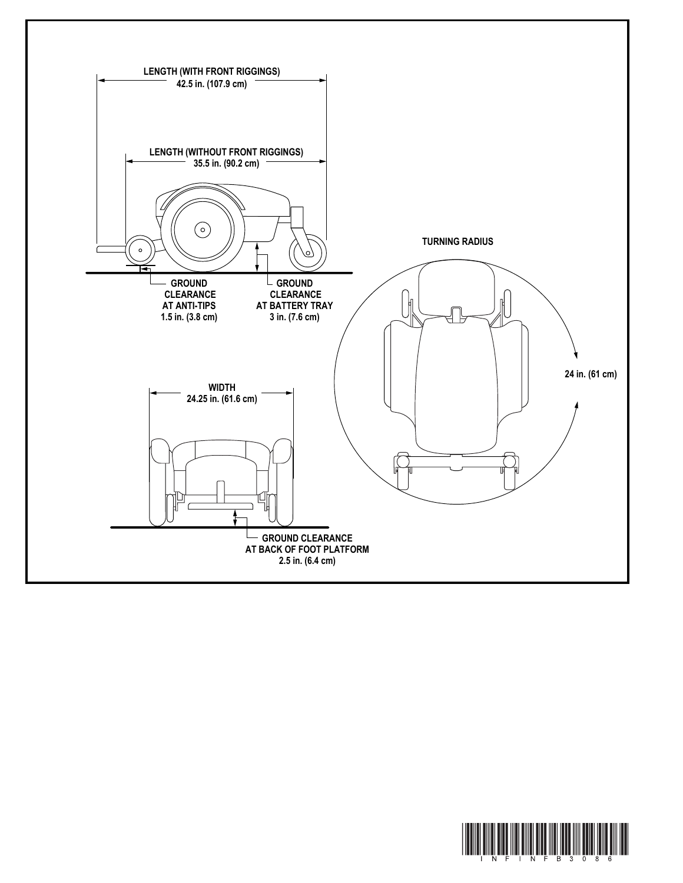LENGTH (WITH FRONT RIGGINGS)
42.5 in. (107.9 cm)

LENGTH (WITHOUT FRONT RIGGINGS)
35.5 in. (90.2 cm)

GROUND CLEARANCE AT ANTI-TIPS
1.5 in. (3.8 cm)

GROUND CLEARANCE AT BATTERY TRAY
3 in. (7.6 cm)

TURNING RADIUS

24 in. (61 cm)

WIDTH
24.25 in. (61.6 cm)

GROUND CLEARANCE AT BACK OF FOOT PLATFORM
2.5 in. (6.4 cm)

INFINFB3086